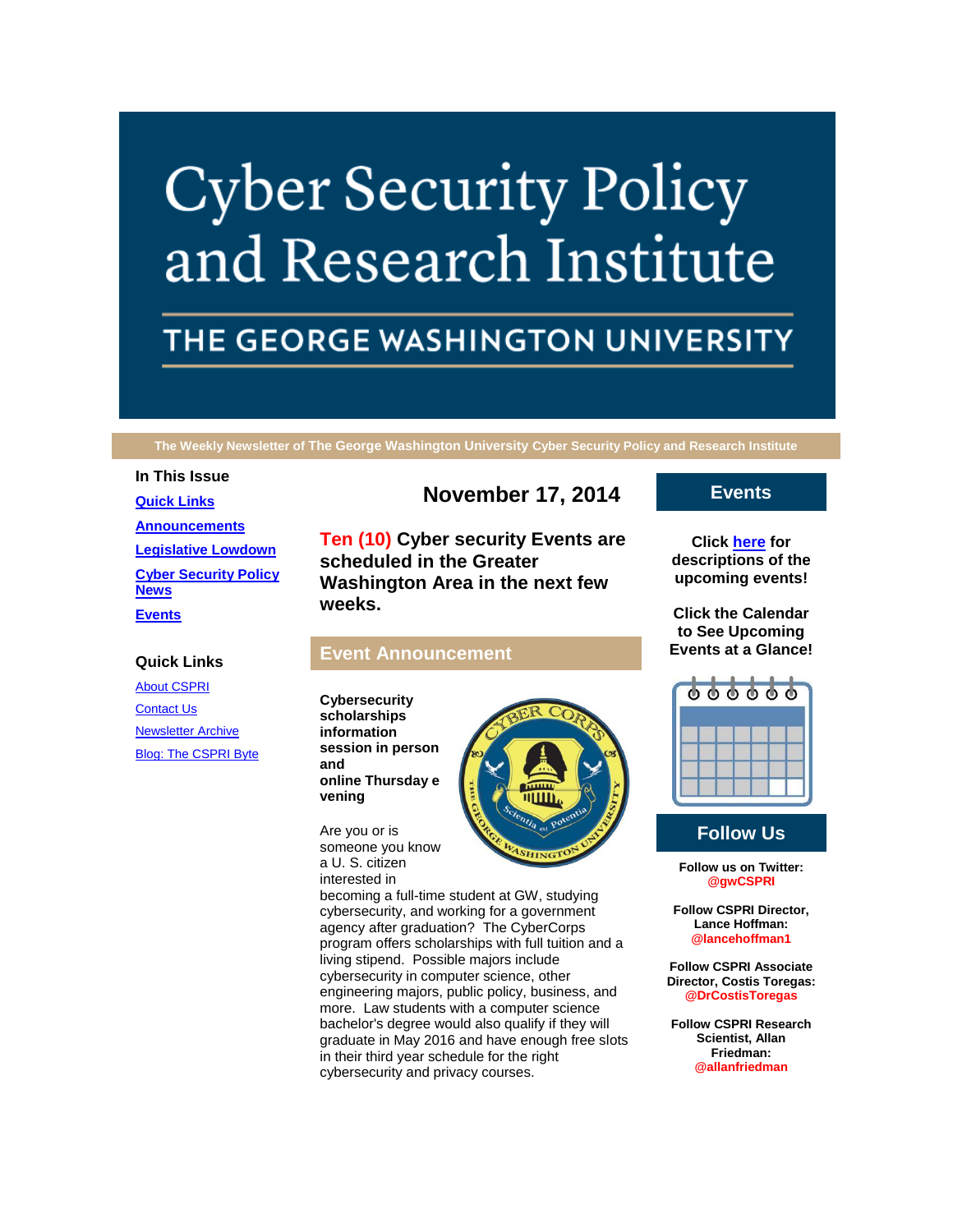# Cyber Security Policy and Research Institute

## THE GEORGE WASHINGTON UNIVERSITY

The Weekly Newsletter of The George Washington University Cyber Security Policy and Research Institute

**In This Issue**

- [Quick Links]
- [Announcements]
- [Legislative Lowdown]
- [Cyber Security Policy News]
- [Events]

**Quick Links**

- About CSPRI
- Contact Us
- Newsletter Archive
- Blog: The CSPRI Byte

## November 17, 2014

### Ten (10) Cyber security Events are scheduled in the Greater Washington Area in the next few weeks.

## Event Announcement

**Cybersecurity scholarships information session in person and online Thursday evening**

Are you or is someone you know a U. S. citizen interested in becoming a full-time student at GW, studying cybersecurity, and working for a government agency after graduation? The CyberCorps program offers scholarships with full tuition and a living stipend. Possible majors include cybersecurity in computer science, other engineering majors, public policy, business, and more. Law students with a computer science bachelor's degree would also qualify if they will graduate in May 2016 and have enough free slots in their third year schedule for the right cybersecurity and privacy courses.

## Events

**Click here for descriptions of the upcoming events!**

**Click the Calendar to See Upcoming Events at a Glance!**

## Follow Us

**Follow us on Twitter:** @gwCSPRI

**Follow CSPRI Director, Lance Hoffman:** @lancehoffman1

**Follow CSPRI Associate Director, Costis Toregas:** @DrCostisToregas

**Follow CSPRI Research Scientist, Allan Friedman:** @allanfriedman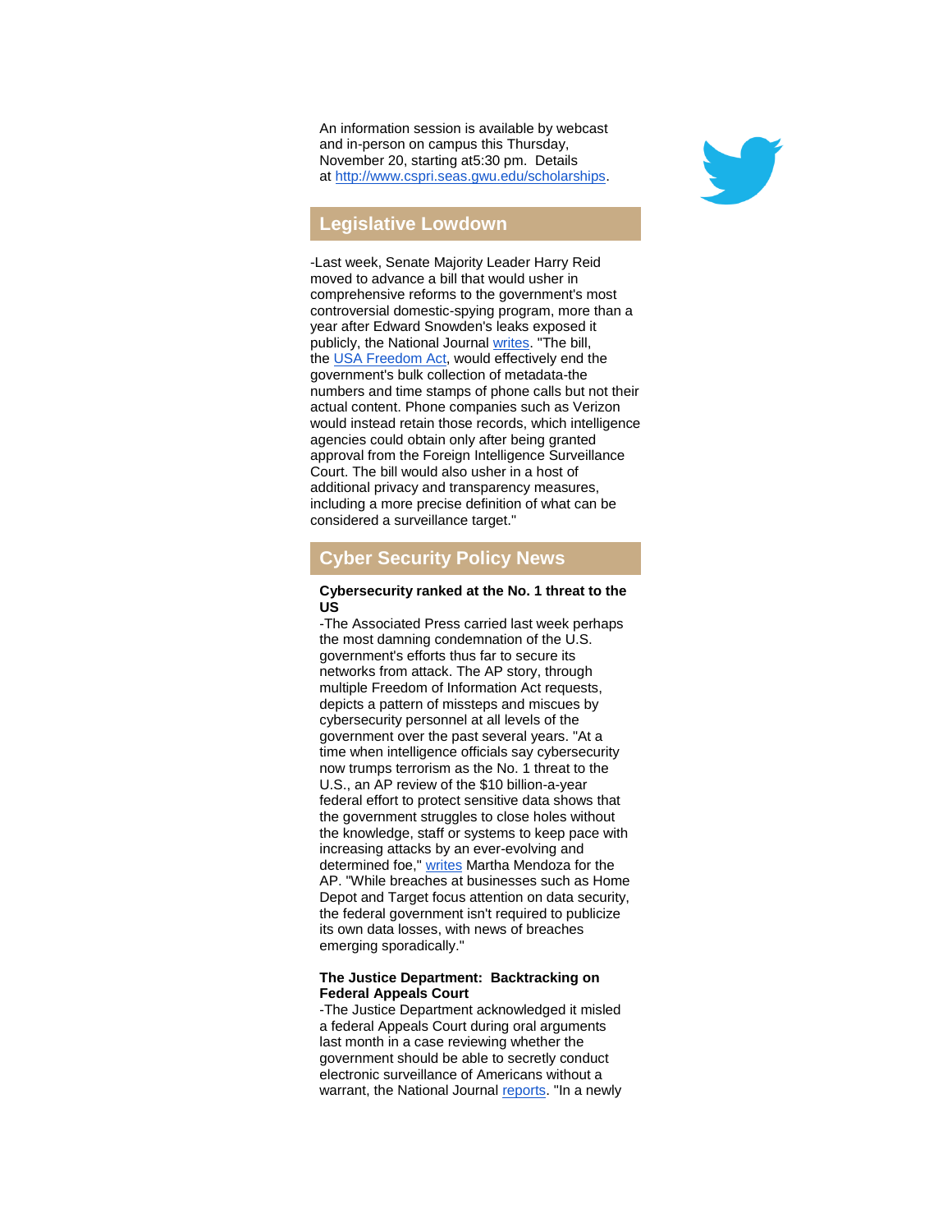An information session is available by webcast and in-person on campus this Thursday, November 20, starting at5:30 pm. Details at http://www.cspri.seas.gwu.edu/scholarships.

## Legislative Lowdown

-Last week, Senate Majority Leader Harry Reid moved to advance a bill that would usher in comprehensive reforms to the government's most controversial domestic-spying program, more than a year after Edward Snowden's leaks exposed it publicly, the National Journal writes. "The bill, the USA Freedom Act, would effectively end the government's bulk collection of metadata-the numbers and time stamps of phone calls but not their actual content. Phone companies such as Verizon would instead retain those records, which intelligence agencies could obtain only after being granted approval from the Foreign Intelligence Surveillance Court. The bill would also usher in a host of additional privacy and transparency measures, including a more precise definition of what can be considered a surveillance target."

## Cyber Security Policy News

**Cybersecurity ranked at the No. 1 threat to the US**

-The Associated Press carried last week perhaps the most damning condemnation of the U.S. government's efforts thus far to secure its networks from attack. The AP story, through multiple Freedom of Information Act requests, depicts a pattern of missteps and miscues by cybersecurity personnel at all levels of the government over the past several years. "At a time when intelligence officials say cybersecurity now trumps terrorism as the No. 1 threat to the U.S., an AP review of the $10 billion-a-year federal effort to protect sensitive data shows that the government struggles to close holes without the knowledge, staff or systems to keep pace with increasing attacks by an ever-evolving and determined foe," writes Martha Mendoza for the AP. "While breaches at businesses such as Home Depot and Target focus attention on data security, the federal government isn't required to publicize its own data losses, with news of breaches emerging sporadically."

**The Justice Department: Backtracking on Federal Appeals Court**

-The Justice Department acknowledged it misled a federal Appeals Court during oral arguments last month in a case reviewing whether the government should be able to secretly conduct electronic surveillance of Americans without a warrant, the National Journal reports. "In a newly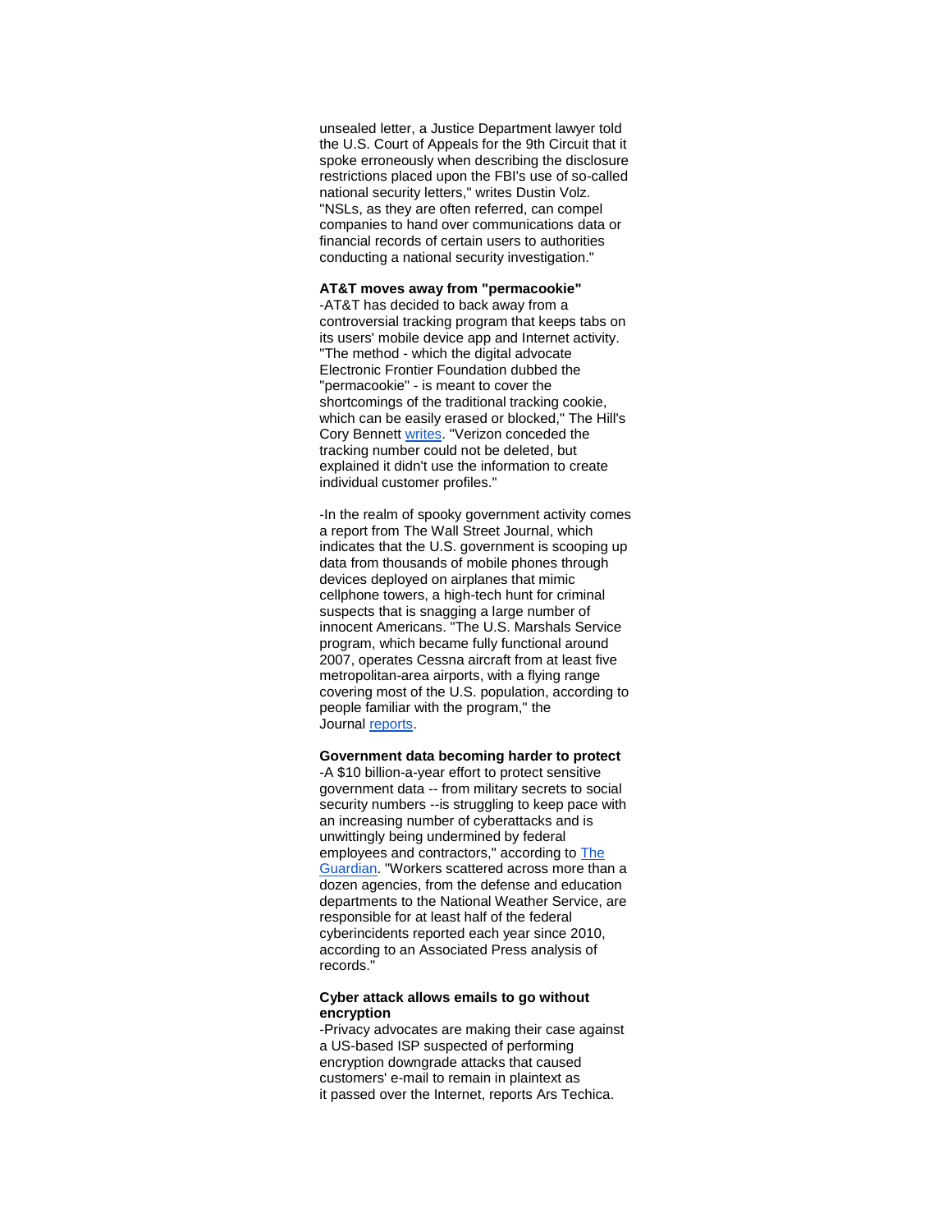unsealed letter, a Justice Department lawyer told the U.S. Court of Appeals for the 9th Circuit that it spoke erroneously when describing the disclosure restrictions placed upon the FBI's use of so-called national security letters," writes Dustin Volz. "NSLs, as they are often referred, can compel companies to hand over communications data or financial records of certain users to authorities conducting a national security investigation."

**AT&T moves away from "permacookie"**

-AT&T has decided to back away from a controversial tracking program that keeps tabs on its users' mobile device app and Internet activity. "The method - which the digital advocate Electronic Frontier Foundation dubbed the "permacookie" - is meant to cover the shortcomings of the traditional tracking cookie, which can be easily erased or blocked," The Hill's Cory Bennett writes. "Verizon conceded the tracking number could not be deleted, but explained it didn't use the information to create individual customer profiles."

-In the realm of spooky government activity comes a report from The Wall Street Journal, which indicates that the U.S. government is scooping up data from thousands of mobile phones through devices deployed on airplanes that mimic cellphone towers, a high-tech hunt for criminal suspects that is snagging a large number of innocent Americans. "The U.S. Marshals Service program, which became fully functional around 2007, operates Cessna aircraft from at least five metropolitan-area airports, with a flying range covering most of the U.S. population, according to people familiar with the program," the Journal reports.

**Government data becoming harder to protect**

-A $10 billion-a-year effort to protect sensitive government data -- from military secrets to social security numbers --is struggling to keep pace with an increasing number of cyberattacks and is unwittingly being undermined by federal employees and contractors," according to The Guardian. "Workers scattered across more than a dozen agencies, from the defense and education departments to the National Weather Service, are responsible for at least half of the federal cyberincidents reported each year since 2010, according to an Associated Press analysis of records."

**Cyber attack allows emails to go without encryption**

-Privacy advocates are making their case against a US-based ISP suspected of performing encryption downgrade attacks that caused customers' e-mail to remain in plaintext as it passed over the Internet, reports Ars Techica.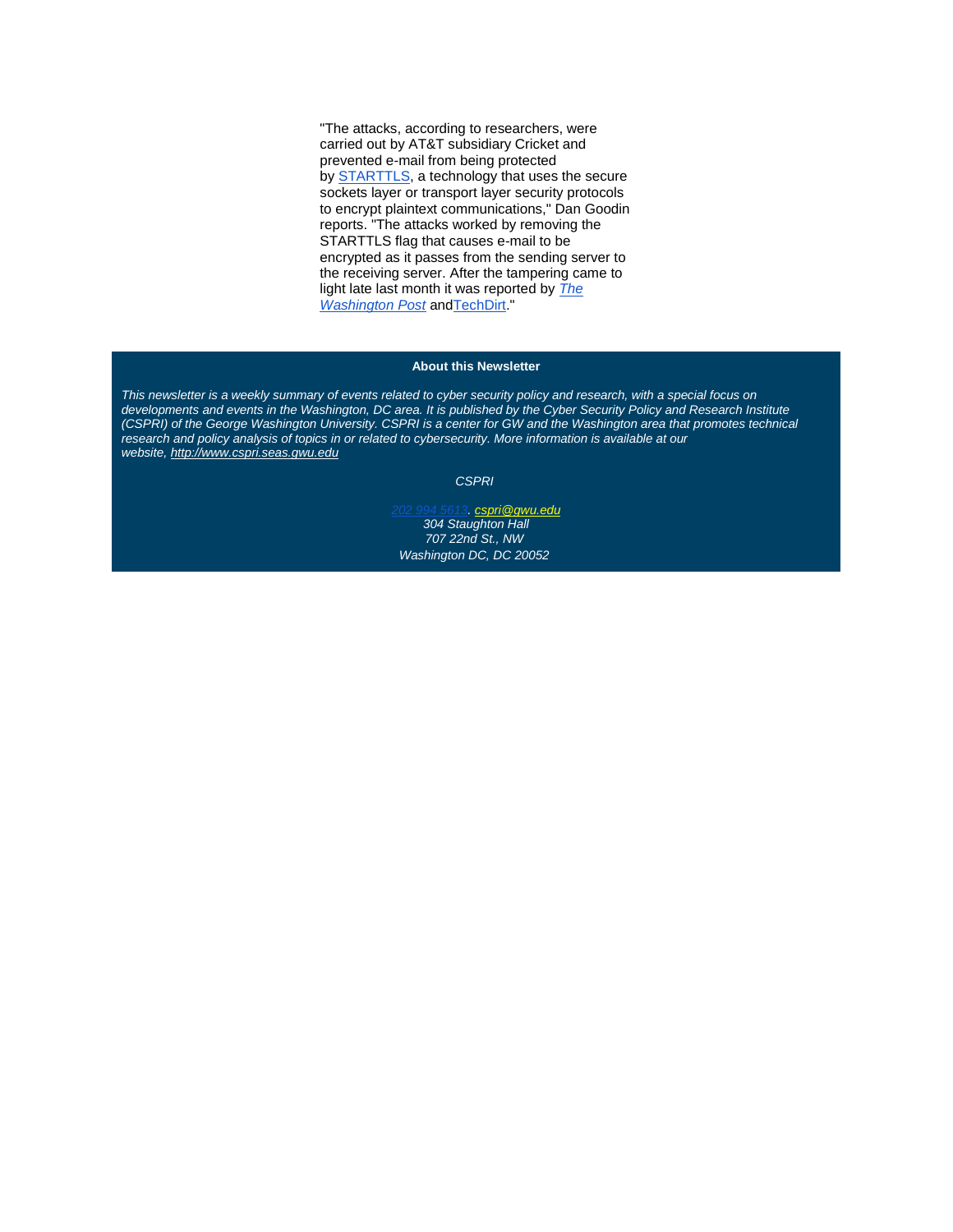"The attacks, according to researchers, were carried out by AT&T subsidiary Cricket and prevented e-mail from being protected by STARTTLS, a technology that uses the secure sockets layer or transport layer security protocols to encrypt plaintext communications," Dan Goodin reports. "The attacks worked by removing the STARTTLS flag that causes e-mail to be encrypted as it passes from the sending server to the receiving server. After the tampering came to light late last month it was reported by *The Washington Post* andTechDirt."

**About this Newsletter**

*This newsletter is a weekly summary of events related to cyber security policy and research, with a special focus on developments and events in the Washington, DC area. It is published by the Cyber Security Policy and Research Institute (CSPRI) of the George Washington University. CSPRI is a center for GW and the Washington area that promotes technical research and policy analysis of topics in or related to cybersecurity. More information is available at our website, http://www.cspri.seas.gwu.edu*

*CSPRI*

*202 994 5613, cspri@gwu.edu*
*304 Staughton Hall*
*707 22nd St., NW*
*Washington DC, DC 20052*